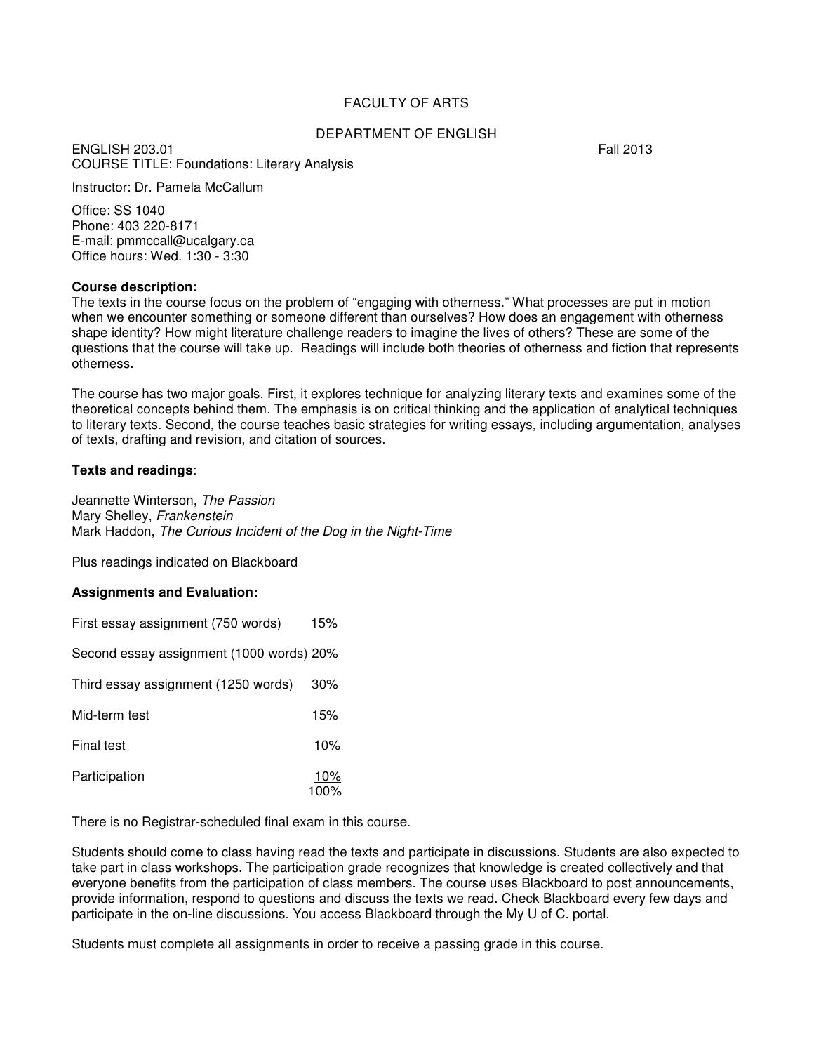FACULTY OF ARTS

DEPARTMENT OF ENGLISH

ENGLISH 203.01 Fall 2013

COURSE TITLE: Foundations: Literary Analysis

Instructor: Dr. Pamela McCallum

Office: SS 1040
Phone: 403 220-8171
E-mail: pmmccall@ucalgary.ca
Office hours: Wed. 1:30 - 3:30

**Course description:**
The texts in the course focus on the problem of "engaging with otherness." What processes are put in motion when we encounter something or someone different than ourselves? How does an engagement with otherness shape identity? How might literature challenge readers to imagine the lives of others? These are some of the questions that the course will take up. Readings will include both theories of otherness and fiction that represents otherness.

The course has two major goals. First, it explores technique for analyzing literary texts and examines some of the theoretical concepts behind them. The emphasis is on critical thinking and the application of analytical techniques to literary texts. Second, the course teaches basic strategies for writing essays, including argumentation, analyses of texts, drafting and revision, and citation of sources.

**Texts and readings**:

Jeannette Winterson, *The Passion*
Mary Shelley, *Frankenstein*
Mark Haddon, *The Curious Incident of the Dog in the Night-Time*

Plus readings indicated on Blackboard

**Assignments and Evaluation:**

| | |
|---|---|
| First essay assignment (750 words) | 15% |
| Second essay assignment (1000 words) | 20% |
| Third essay assignment (1250 words) | 30% |
| Mid-term test | 15% |
| Final test | 10% |
| Participation | 10% |
| | 100% |

There is no Registrar-scheduled final exam in this course.

Students should come to class having read the texts and participate in discussions. Students are also expected to take part in class workshops. The participation grade recognizes that knowledge is created collectively and that everyone benefits from the participation of class members. The course uses Blackboard to post announcements, provide information, respond to questions and discuss the texts we read. Check Blackboard every few days and participate in the on-line discussions. You access Blackboard through the My U of C. portal.

Students must complete all assignments in order to receive a passing grade in this course.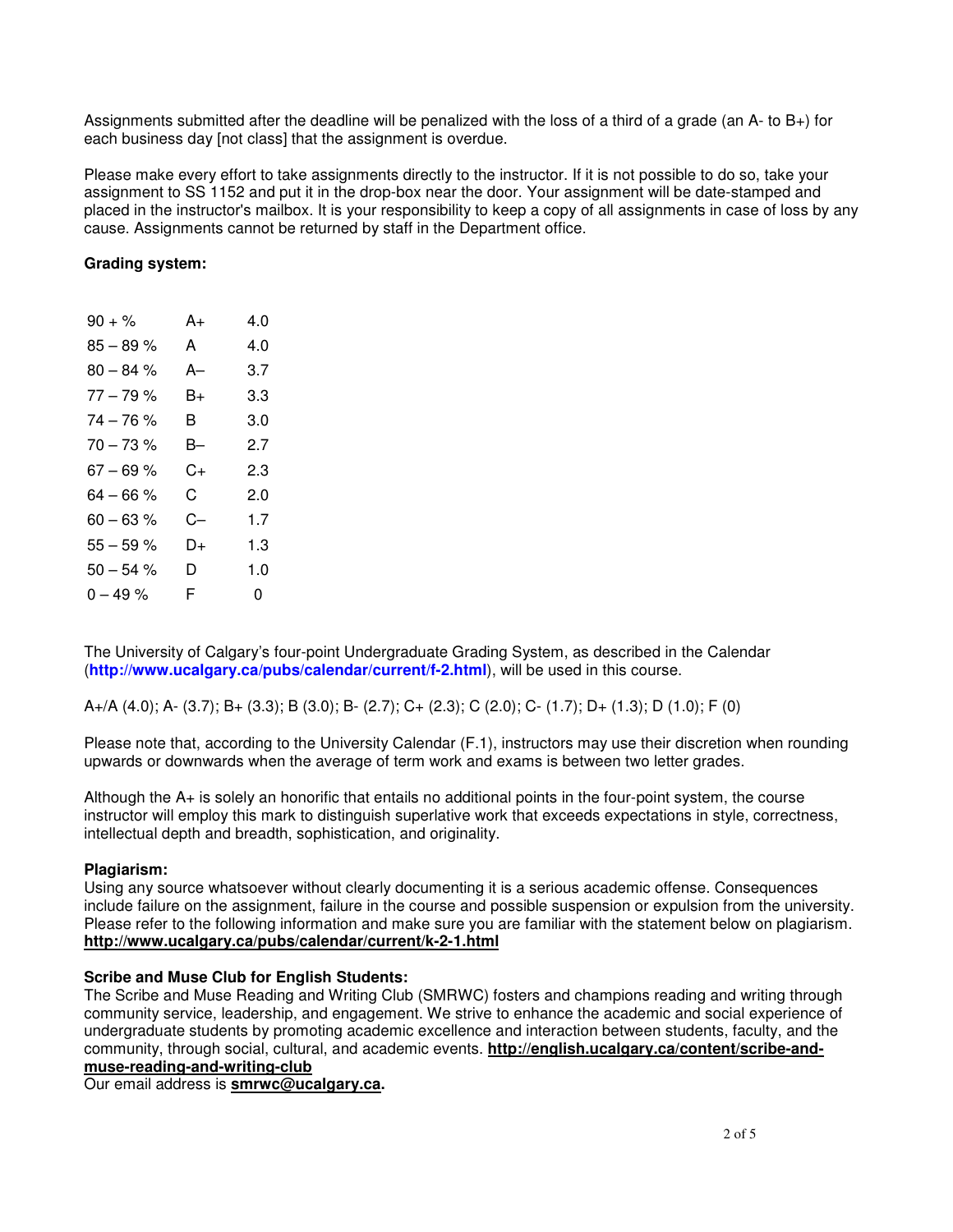Assignments submitted after the deadline will be penalized with the loss of a third of a grade (an A- to B+) for each business day [not class] that the assignment is overdue.

Please make every effort to take assignments directly to the instructor. If it is not possible to do so, take your assignment to SS 1152 and put it in the drop-box near the door. Your assignment will be date-stamped and placed in the instructor's mailbox. It is your responsibility to keep a copy of all assignments in case of loss by any cause. Assignments cannot be returned by staff in the Department office.

**Grading system:**

| | | |
|---|---|---|
| 90 + % | A+ | 4.0 |
| 85 – 89 % | A | 4.0 |
| 80 – 84 % | A– | 3.7 |
| 77 – 79 % | B+ | 3.3 |
| 74 – 76 % | B | 3.0 |
| 70 – 73 % | B– | 2.7 |
| 67 – 69 % | C+ | 2.3 |
| 64 – 66 % | C | 2.0 |
| 60 – 63 % | C– | 1.7 |
| 55 – 59 % | D+ | 1.3 |
| 50 – 54 % | D | 1.0 |
| 0 – 49 % | F | 0 |

The University of Calgary's four-point Undergraduate Grading System, as described in the Calendar (**http://www.ucalgary.ca/pubs/calendar/current/f-2.html**), will be used in this course.

A+/A (4.0); A- (3.7); B+ (3.3); B (3.0); B- (2.7); C+ (2.3); C (2.0); C- (1.7); D+ (1.3); D (1.0); F (0)

Please note that, according to the University Calendar (F.1), instructors may use their discretion when rounding upwards or downwards when the average of term work and exams is between two letter grades.

Although the A+ is solely an honorific that entails no additional points in the four-point system, the course instructor will employ this mark to distinguish superlative work that exceeds expectations in style, correctness, intellectual depth and breadth, sophistication, and originality.

**Plagiarism:**
Using any source whatsoever without clearly documenting it is a serious academic offense. Consequences include failure on the assignment, failure in the course and possible suspension or expulsion from the university. Please refer to the following information and make sure you are familiar with the statement below on plagiarism. **http://www.ucalgary.ca/pubs/calendar/current/k-2-1.html**

**Scribe and Muse Club for English Students:**
The Scribe and Muse Reading and Writing Club (SMRWC) fosters and champions reading and writing through community service, leadership, and engagement. We strive to enhance the academic and social experience of undergraduate students by promoting academic excellence and interaction between students, faculty, and the community, through social, cultural, and academic events. **http://english.ucalgary.ca/content/scribe-and-muse-reading-and-writing-club**
Our email address is **smrwc@ucalgary.ca.**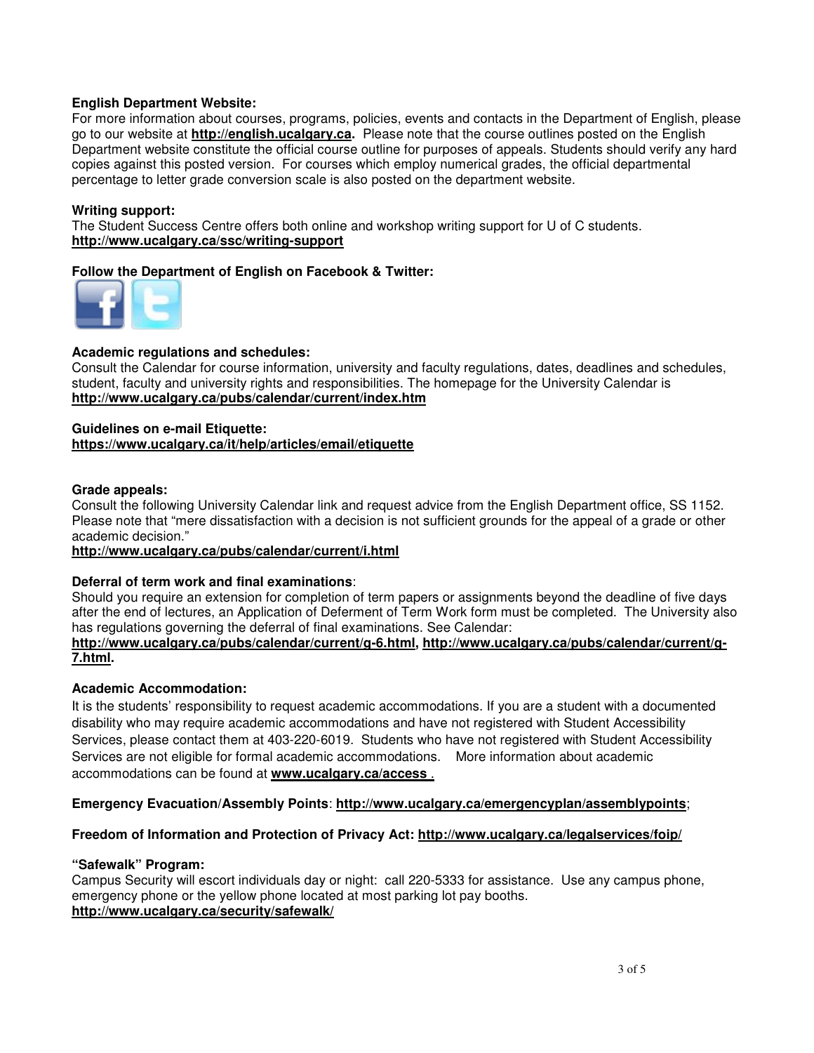**English Department Website:**
For more information about courses, programs, policies, events and contacts in the Department of English, please go to our website at **http://english.ucalgary.ca.** Please note that the course outlines posted on the English Department website constitute the official course outline for purposes of appeals. Students should verify any hard copies against this posted version. For courses which employ numerical grades, the official departmental percentage to letter grade conversion scale is also posted on the department website.

**Writing support:**
The Student Success Centre offers both online and workshop writing support for U of C students.
**http://www.ucalgary.ca/ssc/writing-support**

**Follow the Department of English on Facebook & Twitter:**

**Academic regulations and schedules:**
Consult the Calendar for course information, university and faculty regulations, dates, deadlines and schedules, student, faculty and university rights and responsibilities. The homepage for the University Calendar is **http://www.ucalgary.ca/pubs/calendar/current/index.htm**

**Guidelines on e-mail Etiquette:**
**https://www.ucalgary.ca/it/help/articles/email/etiquette**

**Grade appeals:**
Consult the following University Calendar link and request advice from the English Department office, SS 1152. Please note that "mere dissatisfaction with a decision is not sufficient grounds for the appeal of a grade or other academic decision."
**http://www.ucalgary.ca/pubs/calendar/current/i.html**

**Deferral of term work and final examinations**:
Should you require an extension for completion of term papers or assignments beyond the deadline of five days after the end of lectures, an Application of Deferment of Term Work form must be completed. The University also has regulations governing the deferral of final examinations. See Calendar:
**http://www.ucalgary.ca/pubs/calendar/current/g-6.html, http://www.ucalgary.ca/pubs/calendar/current/g-7.html.**

**Academic Accommodation:**
It is the students' responsibility to request academic accommodations. If you are a student with a documented disability who may require academic accommodations and have not registered with Student Accessibility Services, please contact them at 403-220-6019. Students who have not registered with Student Accessibility Services are not eligible for formal academic accommodations. More information about academic accommodations can be found at **www.ucalgary.ca/access .**

**Emergency Evacuation/Assembly Points**: **http://www.ucalgary.ca/emergencyplan/assemblypoints**;

**Freedom of Information and Protection of Privacy Act: http://www.ucalgary.ca/legalservices/foip/**

**"Safewalk" Program:**
Campus Security will escort individuals day or night: call 220-5333 for assistance. Use any campus phone, emergency phone or the yellow phone located at most parking lot pay booths.
**http://www.ucalgary.ca/security/safewalk/**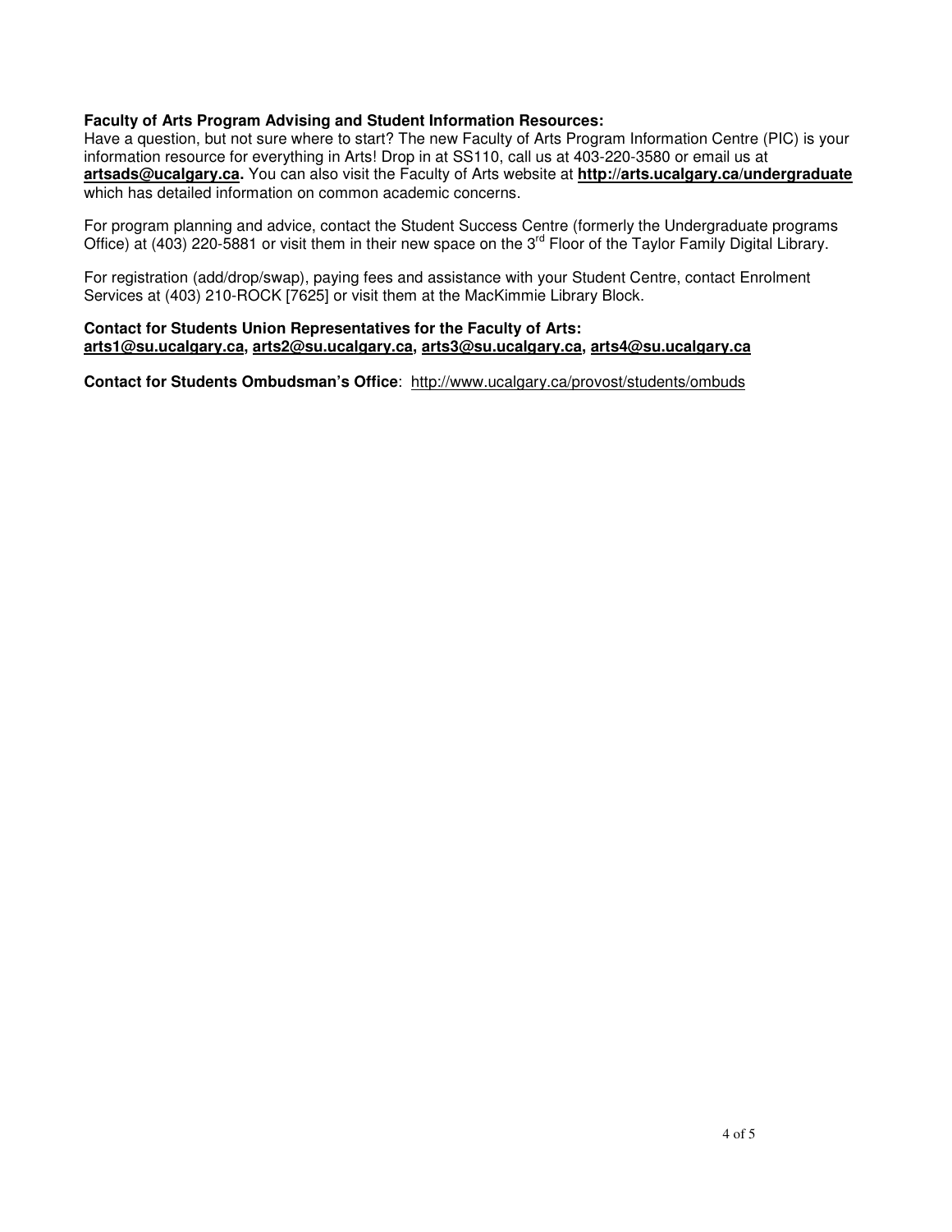**Faculty of Arts Program Advising and Student Information Resources:**
Have a question, but not sure where to start? The new Faculty of Arts Program Information Centre (PIC) is your information resource for everything in Arts! Drop in at SS110, call us at 403-220-3580 or email us at **artsads@ucalgary.ca.** You can also visit the Faculty of Arts website at **http://arts.ucalgary.ca/undergraduate** which has detailed information on common academic concerns.

For program planning and advice, contact the Student Success Centre (formerly the Undergraduate programs Office) at (403) 220-5881 or visit them in their new space on the 3rd Floor of the Taylor Family Digital Library.

For registration (add/drop/swap), paying fees and assistance with your Student Centre, contact Enrolment Services at (403) 210-ROCK [7625] or visit them at the MacKimmie Library Block.

**Contact for Students Union Representatives for the Faculty of Arts:**
**arts1@su.ucalgary.ca, arts2@su.ucalgary.ca, arts3@su.ucalgary.ca, arts4@su.ucalgary.ca**

**Contact for Students Ombudsman's Office**: http://www.ucalgary.ca/provost/students/ombuds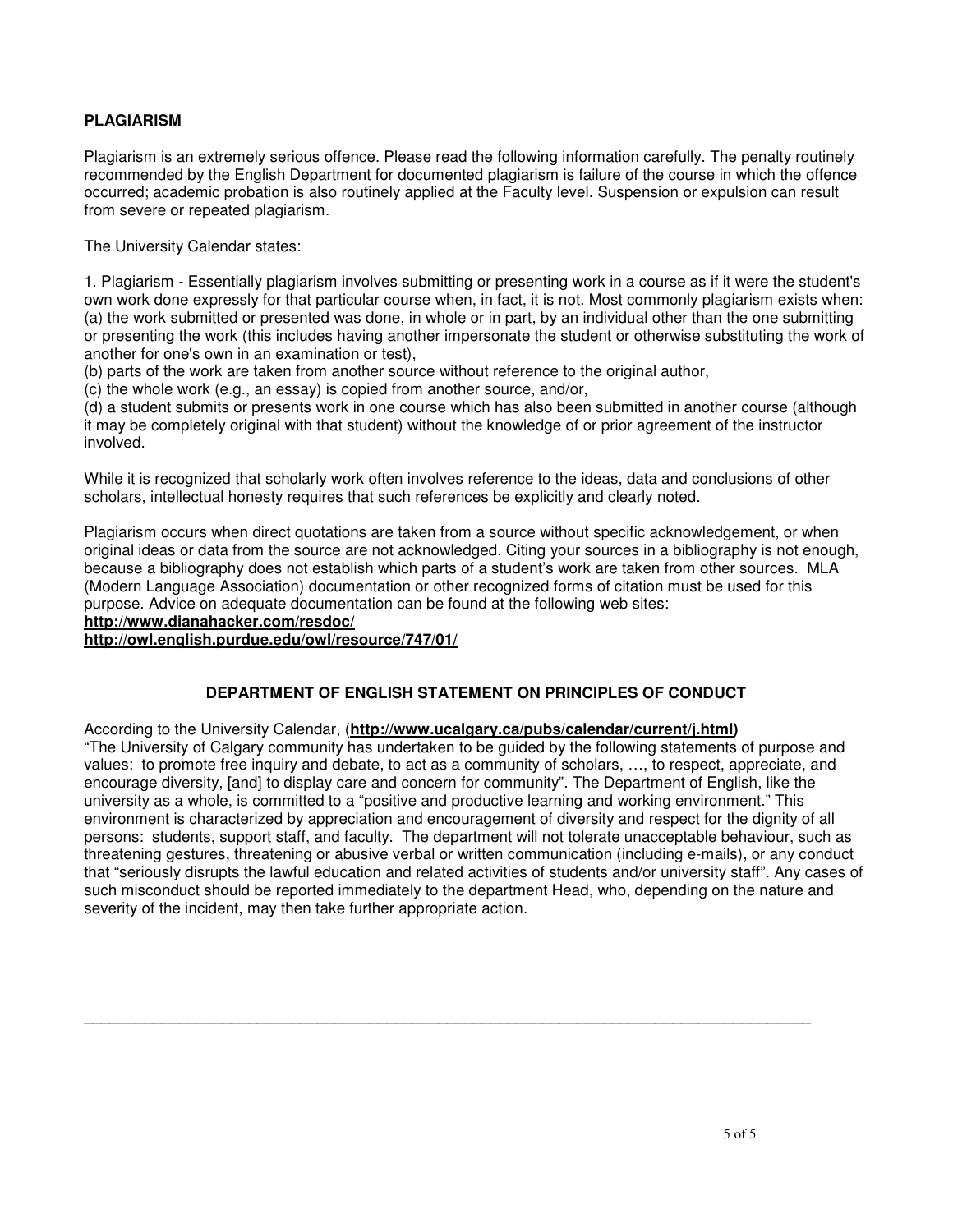## PLAGIARISM

Plagiarism is an extremely serious offence. Please read the following information carefully. The penalty routinely recommended by the English Department for documented plagiarism is failure of the course in which the offence occurred; academic probation is also routinely applied at the Faculty level. Suspension or expulsion can result from severe or repeated plagiarism.

The University Calendar states:

1. Plagiarism - Essentially plagiarism involves submitting or presenting work in a course as if it were the student's own work done expressly for that particular course when, in fact, it is not. Most commonly plagiarism exists when:
(a) the work submitted or presented was done, in whole or in part, by an individual other than the one submitting or presenting the work (this includes having another impersonate the student or otherwise substituting the work of another for one's own in an examination or test),
(b) parts of the work are taken from another source without reference to the original author,
(c) the whole work (e.g., an essay) is copied from another source, and/or,
(d) a student submits or presents work in one course which has also been submitted in another course (although it may be completely original with that student) without the knowledge of or prior agreement of the instructor involved.

While it is recognized that scholarly work often involves reference to the ideas, data and conclusions of other scholars, intellectual honesty requires that such references be explicitly and clearly noted.

Plagiarism occurs when direct quotations are taken from a source without specific acknowledgement, or when original ideas or data from the source are not acknowledged. Citing your sources in a bibliography is not enough, because a bibliography does not establish which parts of a student's work are taken from other sources. MLA (Modern Language Association) documentation or other recognized forms of citation must be used for this purpose. Advice on adequate documentation can be found at the following web sites:
**http://www.dianahacker.com/resdoc/**
**http://owl.english.purdue.edu/owl/resource/747/01/**

## DEPARTMENT OF ENGLISH STATEMENT ON PRINCIPLES OF CONDUCT

According to the University Calendar, (**http://www.ucalgary.ca/pubs/calendar/current/j.html)**
"The University of Calgary community has undertaken to be guided by the following statements of purpose and values: to promote free inquiry and debate, to act as a community of scholars, …, to respect, appreciate, and encourage diversity, [and] to display care and concern for community". The Department of English, like the university as a whole, is committed to a "positive and productive learning and working environment." This environment is characterized by appreciation and encouragement of diversity and respect for the dignity of all persons: students, support staff, and faculty. The department will not tolerate unacceptable behaviour, such as threatening gestures, threatening or abusive verbal or written communication (including e-mails), or any conduct that "seriously disrupts the lawful education and related activities of students and/or university staff". Any cases of such misconduct should be reported immediately to the department Head, who, depending on the nature and severity of the incident, may then take further appropriate action.

---